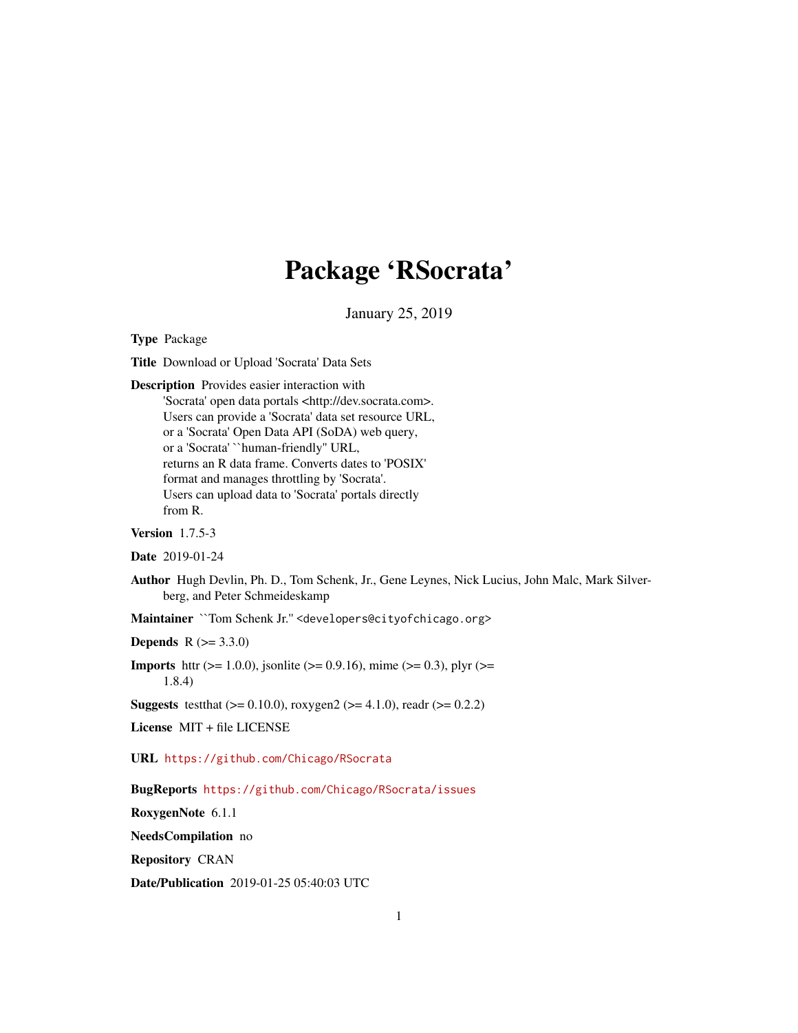# Package 'RSocrata'

January 25, 2019

**Type** Package

**Title** Download or Upload 'Socrata' Data Sets

**Description** Provides easier interaction with
'Socrata' open data portals <http://dev.socrata.com>.
Users can provide a 'Socrata' data set resource URL,
or a 'Socrata' Open Data API (SoDA) web query,
or a 'Socrata' ``human-friendly'' URL,
returns an R data frame. Converts dates to 'POSIX'
format and manages throttling by 'Socrata'.
Users can upload data to 'Socrata' portals directly
from R.

**Version** 1.7.5-3

**Date** 2019-01-24

**Author** Hugh Devlin, Ph. D., Tom Schenk, Jr., Gene Leynes, Nick Lucius, John Malc, Mark Silverberg, and Peter Schmeideskamp

**Maintainer** ``Tom Schenk Jr.'' <developers@cityofchicago.org>

**Depends** R (>= 3.3.0)

**Imports** httr (>= 1.0.0), jsonlite (>= 0.9.16), mime (>= 0.3), plyr (>= 1.8.4)

**Suggests** testthat (>= 0.10.0), roxygen2 (>= 4.1.0), readr (>= 0.2.2)

**License** MIT + file LICENSE

**URL** https://github.com/Chicago/RSocrata

**BugReports** https://github.com/Chicago/RSocrata/issues

**RoxygenNote** 6.1.1

**NeedsCompilation** no

**Repository** CRAN

**Date/Publication** 2019-01-25 05:40:03 UTC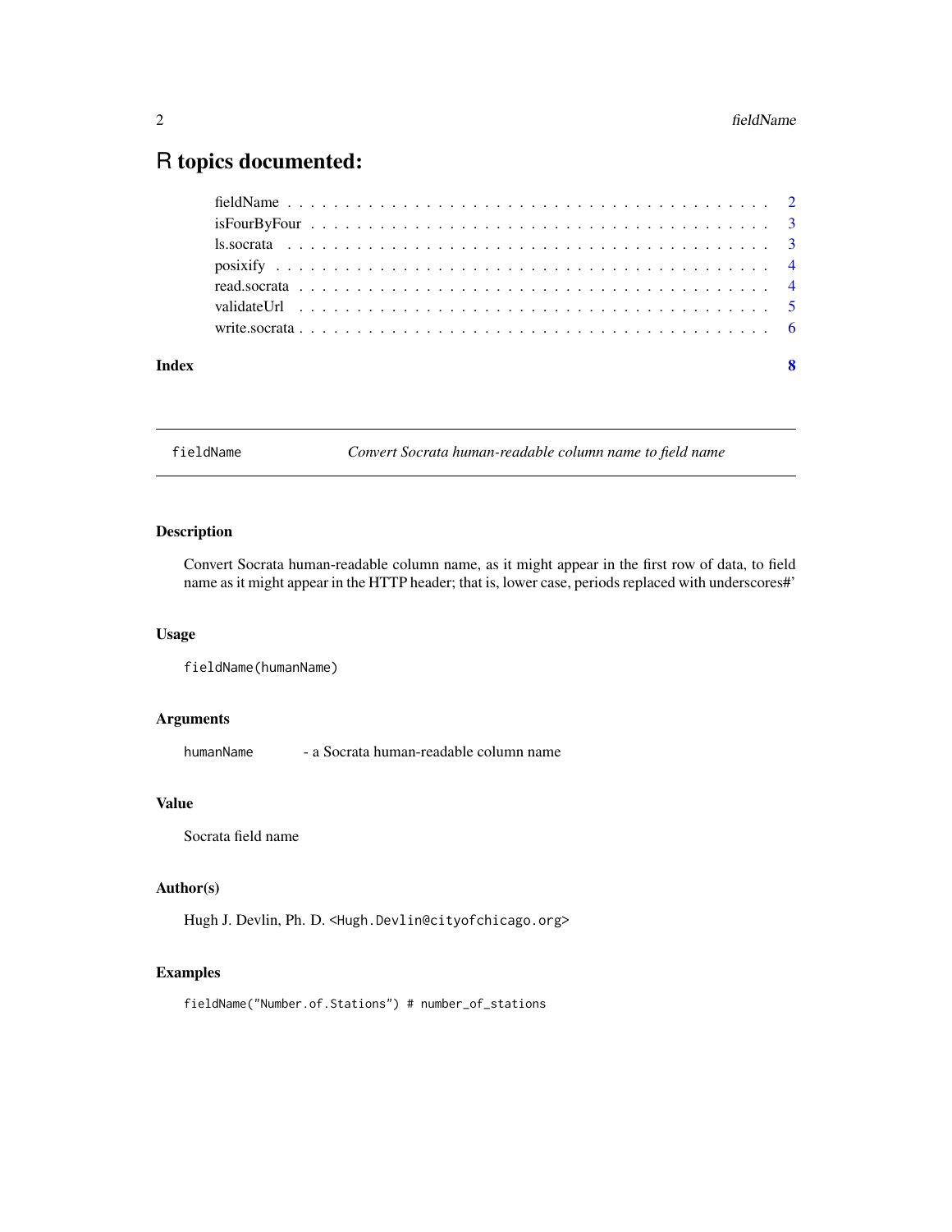# R topics documented:

fieldName . . . . . . . . . . . . . . . . . . . . . . . . . . . . . . . . . . . . . . . . 2
isFourByFour . . . . . . . . . . . . . . . . . . . . . . . . . . . . . . . . . . . . . . 3
ls.socrata . . . . . . . . . . . . . . . . . . . . . . . . . . . . . . . . . . . . . . . . 3
posixify . . . . . . . . . . . . . . . . . . . . . . . . . . . . . . . . . . . . . . . . . 4
read.socrata . . . . . . . . . . . . . . . . . . . . . . . . . . . . . . . . . . . . . . . 4
validateUrl . . . . . . . . . . . . . . . . . . . . . . . . . . . . . . . . . . . . . . . . 5
write.socrata . . . . . . . . . . . . . . . . . . . . . . . . . . . . . . . . . . . . . . . 6

**Index** **8**

---

## fieldName — *Convert Socrata human-readable column name to field name*

---

### Description

Convert Socrata human-readable column name, as it might appear in the first row of data, to field name as it might appear in the HTTP header; that is, lower case, periods replaced with underscores#'

### Usage

```
fieldName(humanName)
```

### Arguments

| | |
|---|---|
| humanName | - a Socrata human-readable column name |

### Value

Socrata field name

### Author(s)

Hugh J. Devlin, Ph. D. <Hugh.Devlin@cityofchicago.org>

### Examples

```
fieldName("Number.of.Stations") # number_of_stations
```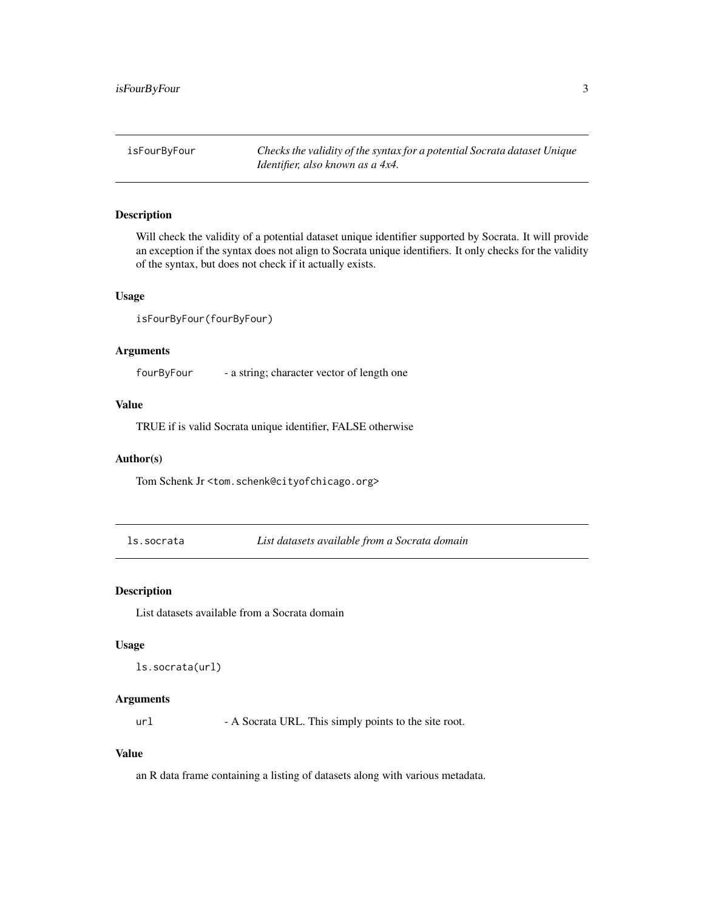## isFourByFour

*Checks the validity of the syntax for a potential Socrata dataset Unique Identifier, also known as a 4x4.*

### Description

Will check the validity of a potential dataset unique identifier supported by Socrata. It will provide an exception if the syntax does not align to Socrata unique identifiers. It only checks for the validity of the syntax, but does not check if it actually exists.

### Usage

```
isFourByFour(fourByFour)
```

### Arguments

| | |
|---|---|
| `fourByFour` | - a string; character vector of length one |

### Value

TRUE if is valid Socrata unique identifier, FALSE otherwise

### Author(s)

Tom Schenk Jr <tom.schenk@cityofchicago.org>

## ls.socrata

*List datasets available from a Socrata domain*

### Description

List datasets available from a Socrata domain

### Usage

```
ls.socrata(url)
```

### Arguments

| | |
|---|---|
| `url` | - A Socrata URL. This simply points to the site root. |

### Value

an R data frame containing a listing of datasets along with various metadata.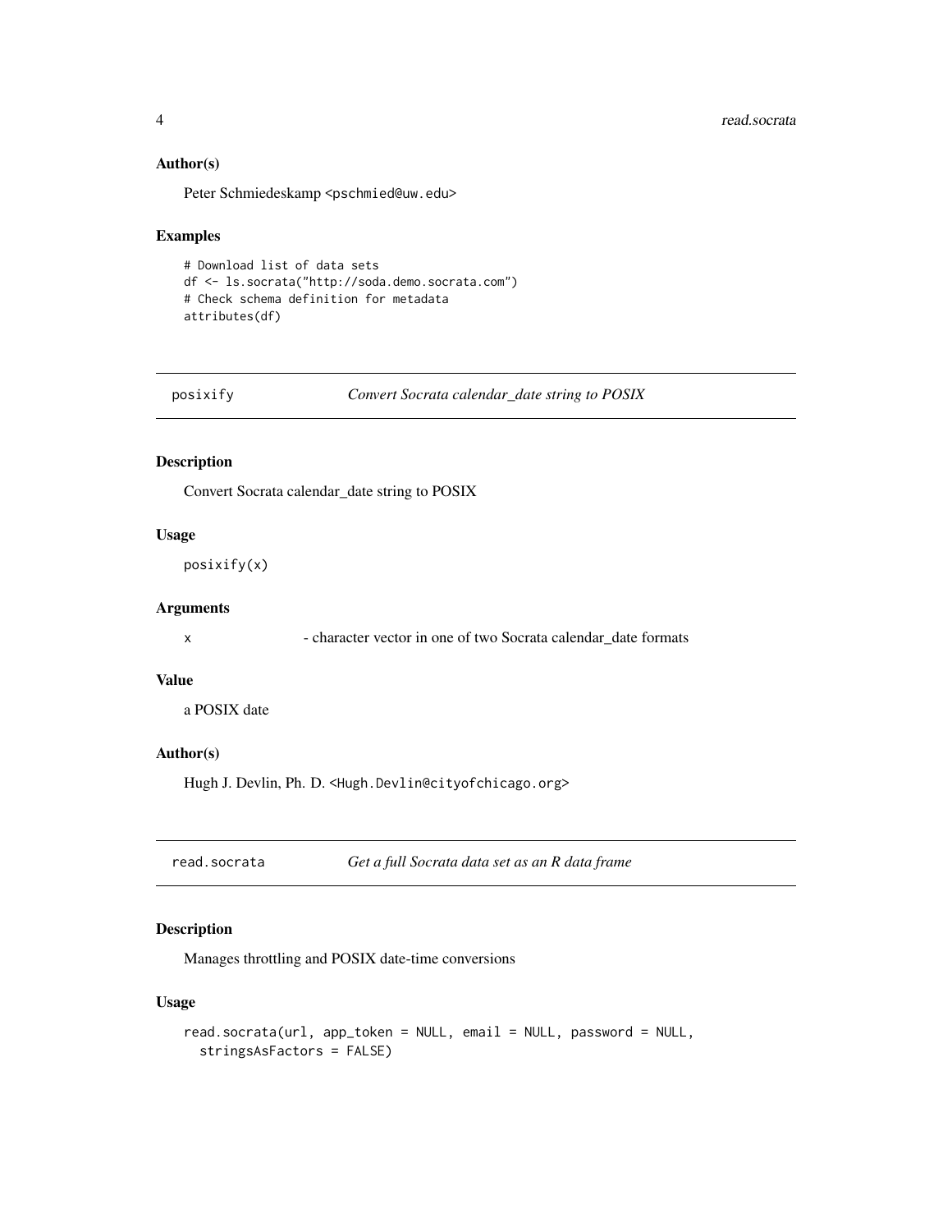### Author(s)

Peter Schmiedeskamp <pschmied@uw.edu>

### Examples

```
# Download list of data sets
df <- ls.socrata("http://soda.demo.socrata.com")
# Check schema definition for metadata
attributes(df)
```

---

## posixify — *Convert Socrata calendar_date string to POSIX*

---

### Description

Convert Socrata calendar_date string to POSIX

### Usage

```
posixify(x)
```

### Arguments

| | |
|---|---|
| x | - character vector in one of two Socrata calendar_date formats |

### Value

a POSIX date

### Author(s)

Hugh J. Devlin, Ph. D. <Hugh.Devlin@cityofchicago.org>

---

## read.socrata — *Get a full Socrata data set as an R data frame*

---

### Description

Manages throttling and POSIX date-time conversions

### Usage

```
read.socrata(url, app_token = NULL, email = NULL, password = NULL,
  stringsAsFactors = FALSE)
```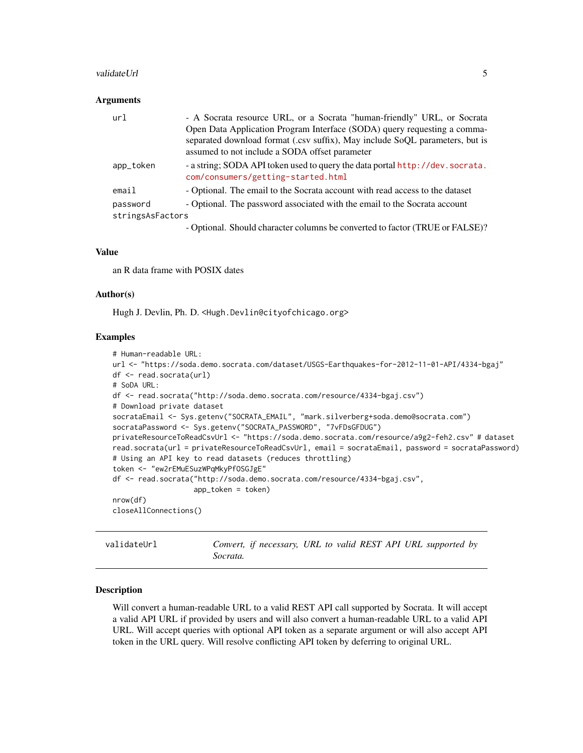### Arguments

| | |
|---|---|
| url | - A Socrata resource URL, or a Socrata "human-friendly" URL, or Socrata Open Data Application Program Interface (SODA) query requesting a comma-separated download format (.csv suffix), May include SoQL parameters, but is assumed to not include a SODA offset parameter |
| app_token | - a string; SODA API token used to query the data portal http://dev.socrata.com/consumers/getting-started.html |
| email | - Optional. The email to the Socrata account with read access to the dataset |
| password | - Optional. The password associated with the email to the Socrata account |
| stringsAsFactors | - Optional. Should character columns be converted to factor (TRUE or FALSE)? |

### Value

an R data frame with POSIX dates

### Author(s)

Hugh J. Devlin, Ph. D. <Hugh.Devlin@cityofchicago.org>

### Examples

```
# Human-readable URL:
url <- "https://soda.demo.socrata.com/dataset/USGS-Earthquakes-for-2012-11-01-API/4334-bgaj"
df <- read.socrata(url)
# SoDA URL:
df <- read.socrata("http://soda.demo.socrata.com/resource/4334-bgaj.csv")
# Download private dataset
socrataEmail <- Sys.getenv("SOCRATA_EMAIL", "mark.silverberg+soda.demo@socrata.com")
socrataPassword <- Sys.getenv("SOCRATA_PASSWORD", "7vFDsGFDUG")
privateResourceToReadCsvUrl <- "https://soda.demo.socrata.com/resource/a9g2-feh2.csv" # dataset
read.socrata(url = privateResourceToReadCsvUrl, email = socrataEmail, password = socrataPassword)
# Using an API key to read datasets (reduces throttling)
token <- "ew2rEMuESuzWPqMkyPfOSGJgE"
df <- read.socrata("http://soda.demo.socrata.com/resource/4334-bgaj.csv",
                   app_token = token)
nrow(df)
closeAllConnections()
```

---

## validateUrl — *Convert, if necessary, URL to valid REST API URL supported by Socrata.*

### Description

Will convert a human-readable URL to a valid REST API call supported by Socrata. It will accept a valid API URL if provided by users and will also convert a human-readable URL to a valid API URL. Will accept queries with optional API token as a separate argument or will also accept API token in the URL query. Will resolve conflicting API token by deferring to original URL.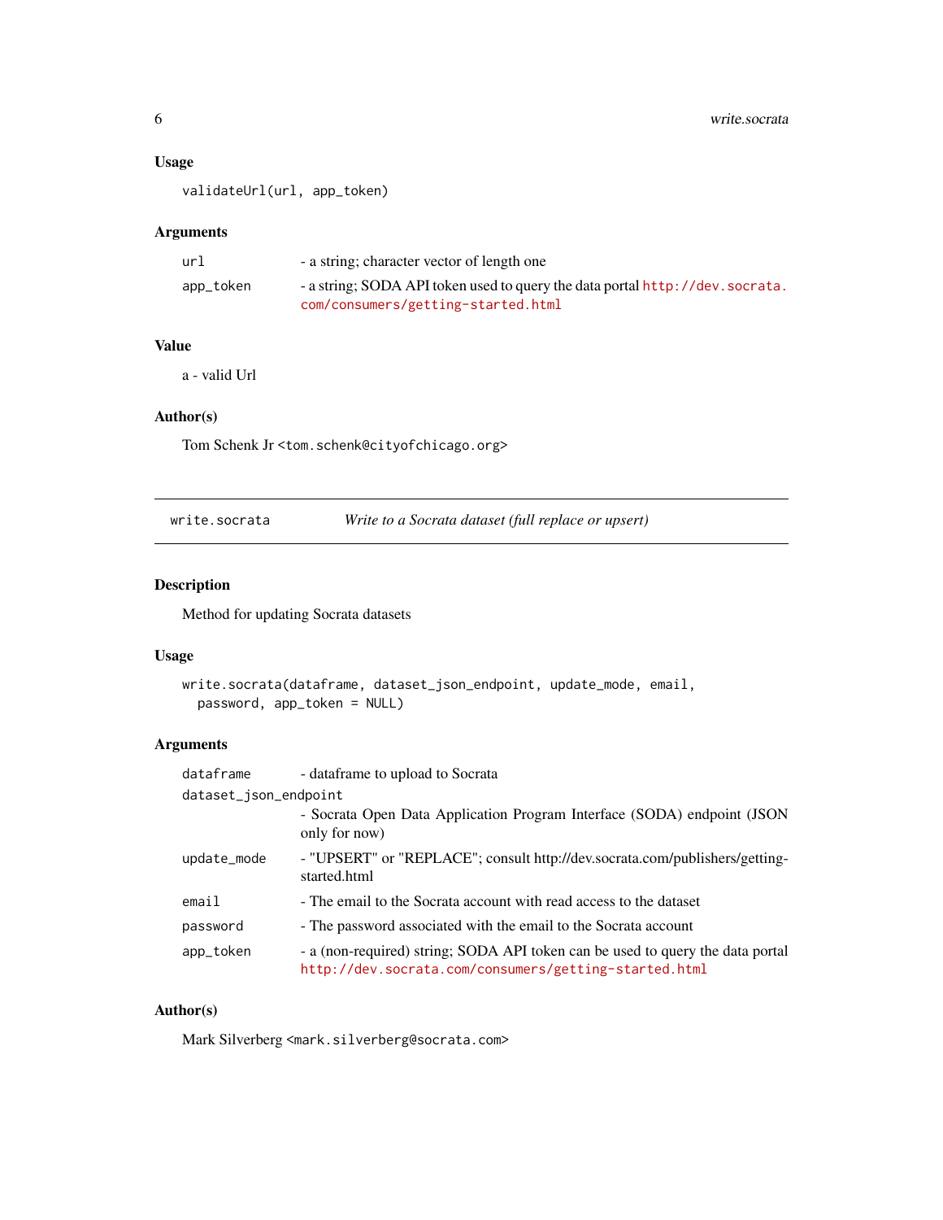### Usage

```
validateUrl(url, app_token)
```

### Arguments

| | |
|---|---|
| url | - a string; character vector of length one |
| app_token | - a string; SODA API token used to query the data portal http://dev.socrata.com/consumers/getting-started.html |

### Value

a - valid Url

### Author(s)

Tom Schenk Jr <tom.schenk@cityofchicago.org>

---

## write.socrata *Write to a Socrata dataset (full replace or upsert)*

---

### Description

Method for updating Socrata datasets

### Usage

```
write.socrata(dataframe, dataset_json_endpoint, update_mode, email,
  password, app_token = NULL)
```

### Arguments

| | |
|---|---|
| dataframe | - dataframe to upload to Socrata |
| dataset_json_endpoint | - Socrata Open Data Application Program Interface (SODA) endpoint (JSON only for now) |
| update_mode | - "UPSERT" or "REPLACE"; consult http://dev.socrata.com/publishers/getting-started.html |
| email | - The email to the Socrata account with read access to the dataset |
| password | - The password associated with the email to the Socrata account |
| app_token | - a (non-required) string; SODA API token can be used to query the data portal http://dev.socrata.com/consumers/getting-started.html |

### Author(s)

Mark Silverberg <mark.silverberg@socrata.com>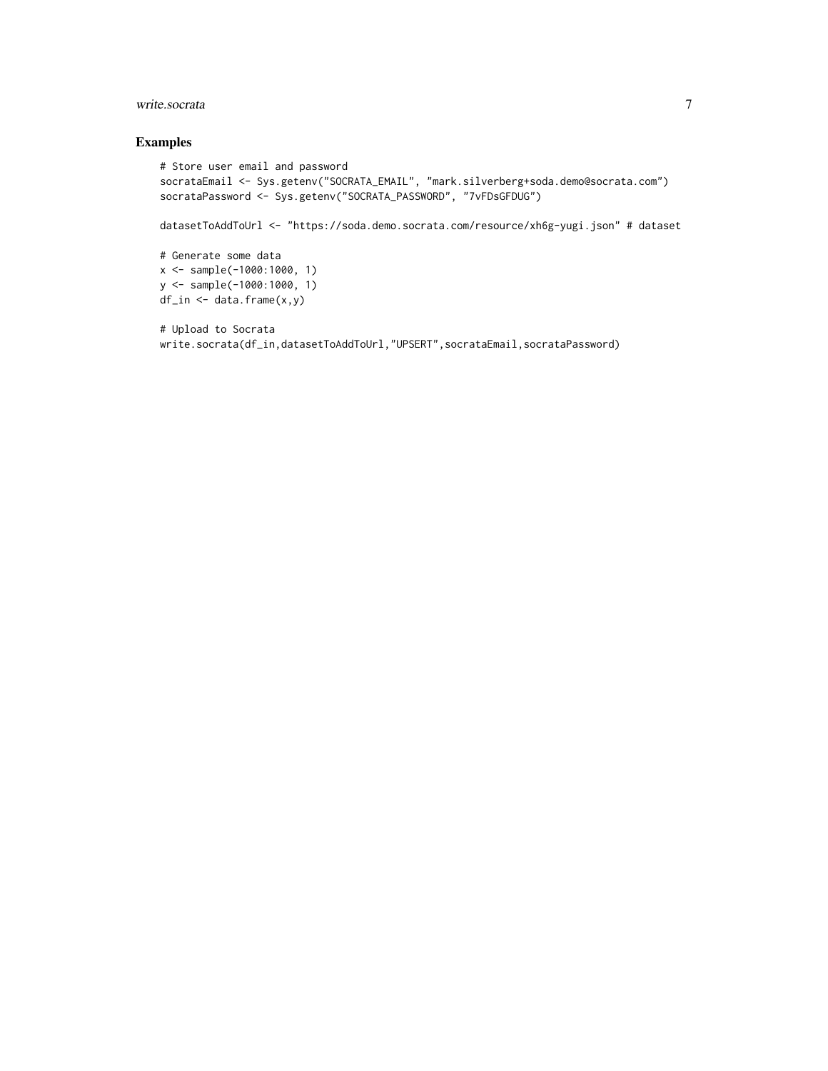## Examples

```
# Store user email and password
socrataEmail <- Sys.getenv("SOCRATA_EMAIL", "mark.silverberg+soda.demo@socrata.com")
socrataPassword <- Sys.getenv("SOCRATA_PASSWORD", "7vFDsGFDUG")

datasetToAddToUrl <- "https://soda.demo.socrata.com/resource/xh6g-yugi.json" # dataset

# Generate some data
x <- sample(-1000:1000, 1)
y <- sample(-1000:1000, 1)
df_in <- data.frame(x,y)

# Upload to Socrata
write.socrata(df_in,datasetToAddToUrl,"UPSERT",socrataEmail,socrataPassword)
```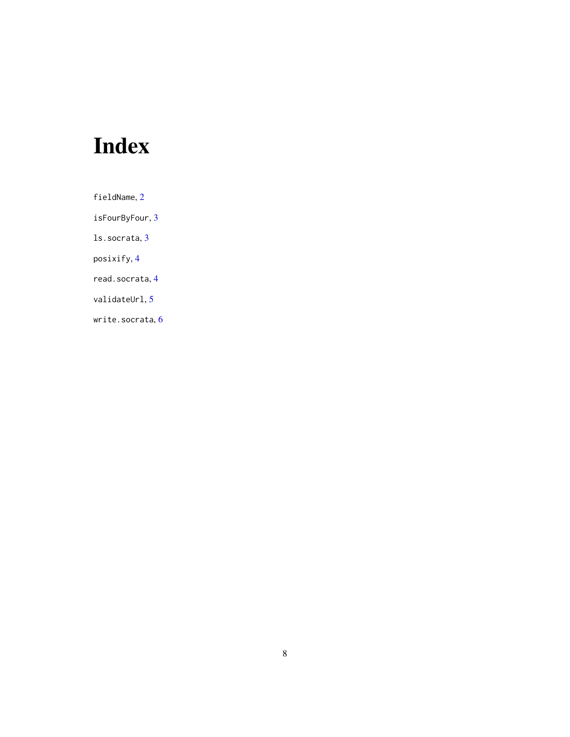# Index

fieldName, 2

isFourByFour, 3

ls.socrata, 3

posixify, 4

read.socrata, 4

validateUrl, 5

write.socrata, 6